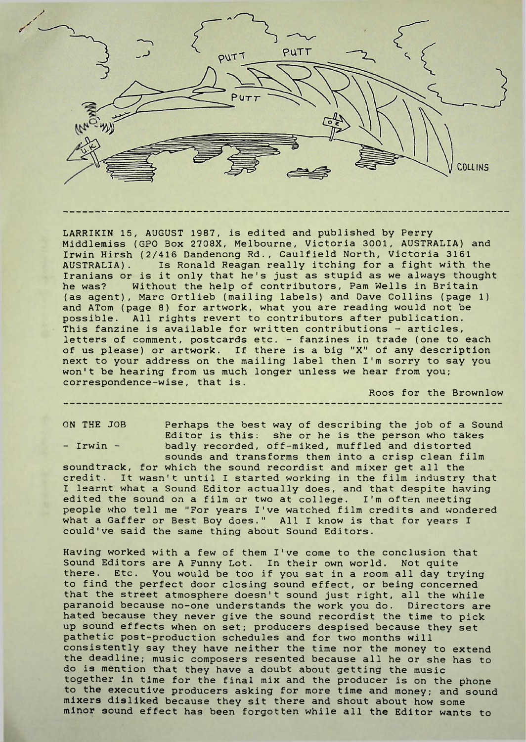LARRIKIN 15, AUGUST 1987, is edited and published by Perry Middlemiss (GPO Box 2708X, Melbourne, Victoria 3001, AUSTRALIA) and Irwin Hirsh (2/416 Dandenong Rd., Caulfield North, Victoria 3161 AUSTRALIA). Is Ronald Reagan really itching for a fight with the Iranians or is it only that he's just as stupid as we always thought he was? Without the help of contributors, Pam Wells in Britain (as agent), Marc Ortlieb (mailing labels) and Dave Collins (page 1) and ATom (page 8) for artwork, what you are reading would not be possible. All rights revert to contributors after publication. This fanzine is available for written contributions - articles, letters of comment, postcards etc. - fanzines in trade (one to each of us please) or artwork. If there is a big "X" of any description next to your address on the mailing label then I'm sorry to say you won't be hearing from us much longer unless we hear from you; correspondence-wise, that is.

Roos for the Brownlow

---

## ON THE JOB

**- Irwin -**

Perhaps the best way of describing the job of a Sound Editor is this: she or he is the person who takes badly recorded, off-miked, muffled and distorted sounds and transforms them into a crisp clean film soundtrack, for which the sound recordist and mixer get all the credit. It wasn't until I started working in the film industry that I learnt what a Sound Editor actually does, and that despite having edited the sound on a film or two at college. I'm often meeting people who tell me "For years I've watched film credits and wondered what a Gaffer or Best Boy does." All I know is that for years I could've said the same thing about Sound Editors.

Having worked with a few of them I've come to the conclusion that Sound Editors are A Funny Lot. In their own world. Not quite there. Etc. You would be too if you sat in a room all day trying to find the perfect door closing sound effect, or being concerned that the street atmosphere doesn't sound just right, all the while paranoid because no-one understands the work you do. Directors are hated because they never give the sound recordist the time to pick up sound effects when on set; producers despised because they set pathetic post-production schedules and for two months will consistently say they have neither the time nor the money to extend the deadline; music composers resented because all he or she has to do is mention that they have a doubt about getting the music together in time for the final mix and the producer is on the phone to the executive producers asking for more time and money; and sound mixers disliked because they sit there and shout about how some minor sound effect has been forgotten while all the Editor wants to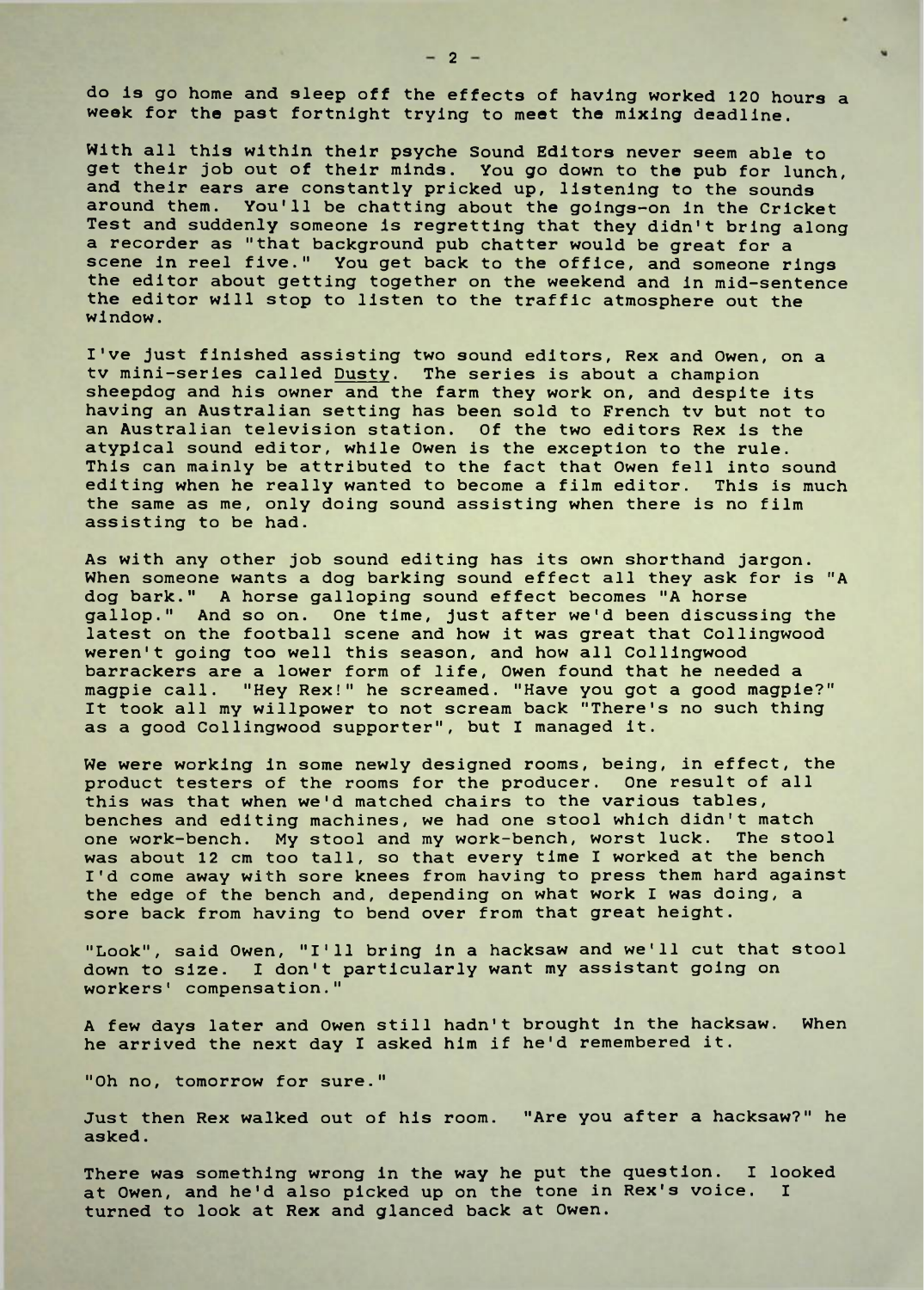do is go home and sleep off the effects of having worked 120 hours a week for the past fortnight trying to meet the mixing deadline.

With all this within their psyche Sound Editors never seem able to get their job out of their minds. You go down to the pub for lunch, and their ears are constantly pricked up, listening to the sounds around them. You'll be chatting about the goings-on in the Cricket Test and suddenly someone is regretting that they didn't bring along a recorder as "that background pub chatter would be great for a scene in reel five." You get back to the office, and someone rings the editor about getting together on the weekend and in mid-sentence the editor will stop to listen to the traffic atmosphere out the window.

I've just finished assisting two sound editors, Rex and Owen, on a tv mini-series called Dusty. The series is about a champion sheepdog and his owner and the farm they work on, and despite its having an Australian setting has been sold to French tv but not to an Australian television station. Of the two editors Rex is the atypical sound editor, while Owen is the exception to the rule. This can mainly be attributed to the fact that Owen fell into sound editing when he really wanted to become a film editor. This is much the same as me, only doing sound assisting when there is no film assisting to be had.

As with any other job sound editing has its own shorthand jargon. When someone wants a dog barking sound effect all they ask for is "A dog bark." A horse galloping sound effect becomes "A horse gallop." And so on. One time, just after we'd been discussing the latest on the football scene and how it was great that Collingwood weren't going too well this season, and how all Collingwood barrackers are a lower form of life, Owen found that he needed a magpie call. "Hey Rex!" he screamed. "Have you got a good magpie?" It took all my willpower to not scream back "There's no such thing as a good Collingwood supporter", but I managed it.

We were working in some newly designed rooms, being, in effect, the product testers of the rooms for the producer. One result of all this was that when we'd matched chairs to the various tables, benches and editing machines, we had one stool which didn't match one work-bench. My stool and my work-bench, worst luck. The stool was about 12 cm too tall, so that every time I worked at the bench I'd come away with sore knees from having to press them hard against the edge of the bench and, depending on what work I was doing, a sore back from having to bend over from that great height.

"Look", said Owen, "I'll bring in a hacksaw and we'll cut that stool down to size. I don't particularly want my assistant going on workers' compensation."

A few days later and Owen still hadn't brought in the hacksaw. When he arrived the next day I asked him if he'd remembered it.

"Oh no, tomorrow for sure."

Just then Rex walked out of his room. "Are you after a hacksaw?" he asked.

There was something wrong in the way he put the question. I looked at Owen, and he'd also picked up on the tone in Rex's voice. I turned to look at Rex and glanced back at Owen.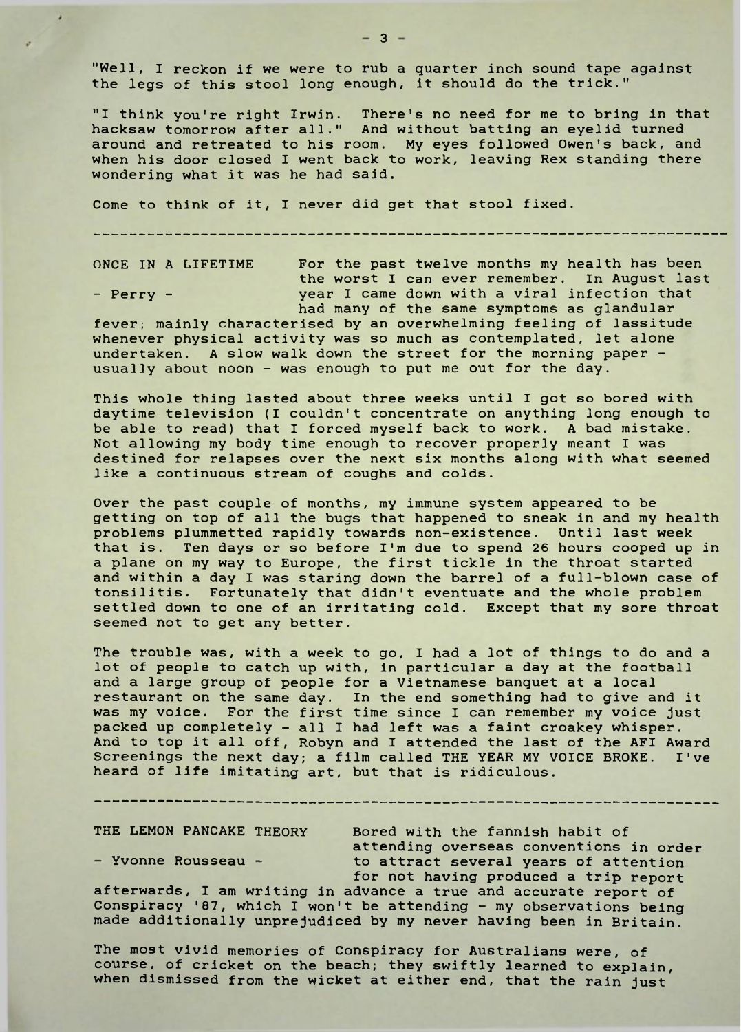"Well, I reckon if we were to rub a quarter inch sound tape against the legs of this stool long enough, it should do the trick."

"I think you're right Irwin. There's no need for me to bring in that hacksaw tomorrow after all." And without batting an eyelid turned around and retreated to his room. My eyes followed Owen's back, and when his door closed I went back to work, leaving Rex standing there wondering what it was he had said.

Come to think of it, I never did get that stool fixed.

---

## ONCE IN A LIFETIME

**- Perry -**

For the past twelve months my health has been the worst I can ever remember. In August last year I came down with a viral infection that had many of the same symptoms as glandular fever; mainly characterised by an overwhelming feeling of lassitude whenever physical activity was so much as contemplated, let alone undertaken. A slow walk down the street for the morning paper - usually about noon - was enough to put me out for the day.

This whole thing lasted about three weeks until I got so bored with daytime television (I couldn't concentrate on anything long enough to be able to read) that I forced myself back to work. A bad mistake. Not allowing my body time enough to recover properly meant I was destined for relapses over the next six months along with what seemed like a continuous stream of coughs and colds.

Over the past couple of months, my immune system appeared to be getting on top of all the bugs that happened to sneak in and my health problems plummetted rapidly towards non-existence. Until last week that is. Ten days or so before I'm due to spend 26 hours cooped up in a plane on my way to Europe, the first tickle in the throat started and within a day I was staring down the barrel of a full-blown case of tonsilitis. Fortunately that didn't eventuate and the whole problem settled down to one of an irritating cold. Except that my sore throat seemed not to get any better.

The trouble was, with a week to go, I had a lot of things to do and a lot of people to catch up with, in particular a day at the football and a large group of people for a Vietnamese banquet at a local restaurant on the same day. In the end something had to give and it was my voice. For the first time since I can remember my voice just packed up completely - all I had left was a faint croakey whisper. And to top it all off, Robyn and I attended the last of the AFI Award Screenings the next day; a film called THE YEAR MY VOICE BROKE. I've heard of life imitating art, but that is ridiculous.

---

## THE LEMON PANCAKE THEORY

**- Yvonne Rousseau -**

Bored with the fannish habit of attending overseas conventions in order to attract several years of attention for not having produced a trip report afterwards, I am writing in advance a true and accurate report of Conspiracy '87, which I won't be attending - my observations being made additionally unprejudiced by my never having been in Britain.

The most vivid memories of Conspiracy for Australians were, of course, of cricket on the beach; they swiftly learned to explain, when dismissed from the wicket at either end, that the rain just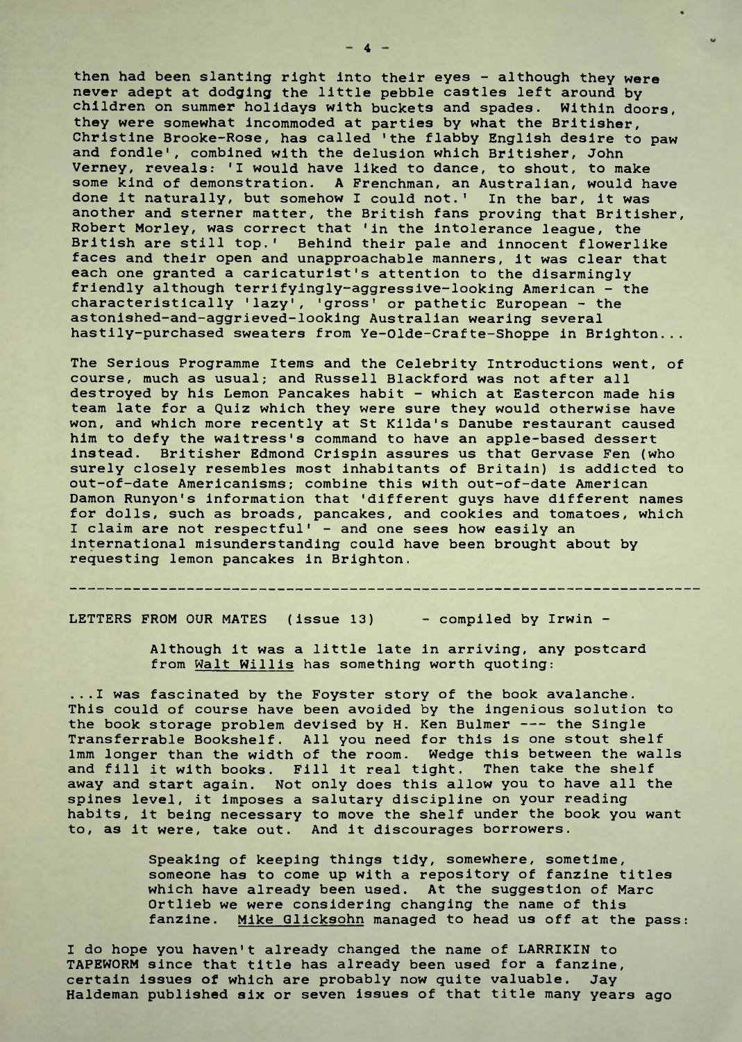then had been slanting right into their eyes - although they were never adept at dodging the little pebble castles left around by children on summer holidays with buckets and spades. Within doors, they were somewhat incommoded at parties by what the Britisher, Christine Brooke-Rose, has called 'the flabby English desire to paw and fondle', combined with the delusion which Britisher, John Verney, reveals: 'I would have liked to dance, to shout, to make some kind of demonstration. A Frenchman, an Australian, would have done it naturally, but somehow I could not.' In the bar, it was another and sterner matter, the British fans proving that Britisher, Robert Morley, was correct that 'in the intolerance league, the British are still top.' Behind their pale and innocent flowerlike faces and their open and unapproachable manners, it was clear that each one granted a caricaturist's attention to the disarmingly friendly although terrifyingly-aggressive-looking American - the characteristically 'lazy', 'gross' or pathetic European - the astonished-and-aggrieved-looking Australian wearing several hastily-purchased sweaters from Ye-Olde-Crafte-Shoppe in Brighton...

The Serious Programme Items and the Celebrity Introductions went, of course, much as usual; and Russell Blackford was not after all destroyed by his Lemon Pancakes habit - which at Eastercon made his team late for a Quiz which they were sure they would otherwise have won, and which more recently at St Kilda's Danube restaurant caused him to defy the waitress's command to have an apple-based dessert instead. Britisher Edmond Crispin assures us that Gervase Fen (who surely closely resembles most inhabitants of Britain) is addicted to out-of-date Americanisms; combine this with out-of-date American Damon Runyon's information that 'different guys have different names for dolls, such as broads, pancakes, and cookies and tomatoes, which I claim are not respectful' - and one sees how easily an international misunderstanding could have been brought about by requesting lemon pancakes in Brighton.

---

LETTERS FROM OUR MATES (issue 13) - compiled by Irwin -

> Although it was a little late in arriving, any postcard from Walt Willis has something worth quoting:

...I was fascinated by the Foyster story of the book avalanche. This could of course have been avoided by the ingenious solution to the book storage problem devised by H. Ken Bulmer --- the Single Transferrable Bookshelf. All you need for this is one stout shelf 1mm longer than the width of the room. Wedge this between the walls and fill it with books. Fill it real tight. Then take the shelf away and start again. Not only does this allow you to have all the spines level, it imposes a salutary discipline on your reading habits, it being necessary to move the shelf under the book you want to, as it were, take out. And it discourages borrowers.

> Speaking of keeping things tidy, somewhere, sometime, someone has to come up with a repository of fanzine titles which have already been used. At the suggestion of Marc Ortlieb we were considering changing the name of this fanzine. Mike Glicksohn managed to head us off at the pass:

I do hope you haven't already changed the name of LARRIKIN to TAPEWORM since that title has already been used for a fanzine, certain issues of which are probably now quite valuable. Jay Haldeman published six or seven issues of that title many years ago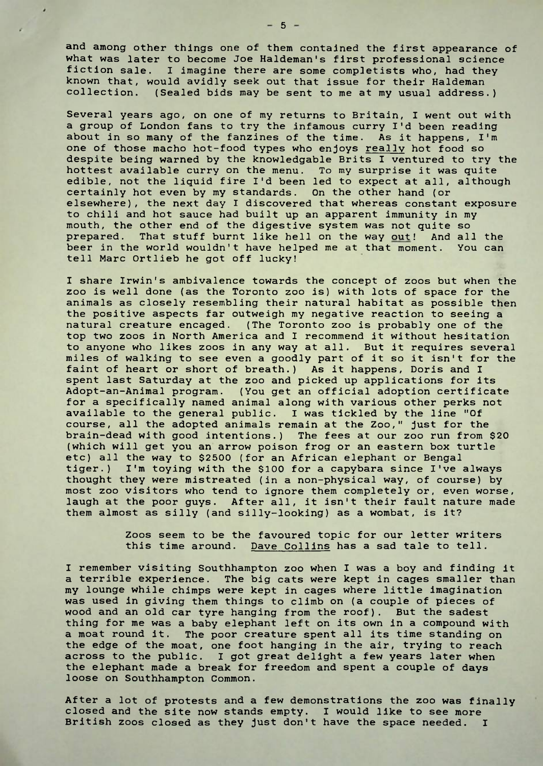and among other things one of them contained the first appearance of what was later to become Joe Haldeman's first professional science fiction sale. I imagine there are some completists who, had they known that, would avidly seek out that issue for their Haldeman collection. (Sealed bids may be sent to me at my usual address.)

Several years ago, on one of my returns to Britain, I went out with a group of London fans to try the infamous curry I'd been reading about in so many of the fanzines of the time. As it happens, I'm one of those macho hot-food types who enjoys really hot food so despite being warned by the knowledgable Brits I ventured to try the hottest available curry on the menu. To my surprise it was quite edible, not the liquid fire I'd been led to expect at all, although certainly hot even by my standards. On the other hand (or elsewhere), the next day I discovered that whereas constant exposure to chili and hot sauce had built up an apparent immunity in my mouth, the other end of the digestive system was not quite so prepared. That stuff burnt like hell on the way out! And all the beer in the world wouldn't have helped me at that moment. You can tell Marc Ortlieb he got off lucky!

I share Irwin's ambivalence towards the concept of zoos but when the zoo is well done (as the Toronto zoo is) with lots of space for the animals as closely resembling their natural habitat as possible then the positive aspects far outweigh my negative reaction to seeing a natural creature encaged. (The Toronto zoo is probably one of the top two zoos in North America and I recommend it without hesitation to anyone who likes zoos in any way at all. But it requires several miles of walking to see even a goodly part of it so it isn't for the faint of heart or short of breath.) As it happens, Doris and I spent last Saturday at the zoo and picked up applications for its Adopt-an-Animal program. (You get an official adoption certificate for a specifically named animal along with various other perks not available to the general public. I was tickled by the line "Of course, all the adopted animals remain at the Zoo," just for the brain-dead with good intentions.) The fees at our zoo run from $20 (which will get you an arrow poison frog or an eastern box turtle etc) all the way to $2500 (for an African elephant or Bengal tiger.) I'm toying with the $100 for a capybara since I've always thought they were mistreated (in a non-physical way, of course) by most zoo visitors who tend to ignore them completely or, even worse, laugh at the poor guys. After all, it isn't their fault nature made them almost as silly (and silly-looking) as a wombat, is it?

> Zoos seem to be the favoured topic for our letter writers this time around. Dave Collins has a sad tale to tell.

I remember visiting Southhampton zoo when I was a boy and finding it a terrible experience. The big cats were kept in cages smaller than my lounge while chimps were kept in cages where little imagination was used in giving them things to climb on (a couple of pieces of wood and an old car tyre hanging from the roof). But the sadest thing for me was a baby elephant left on its own in a compound with a moat round it. The poor creature spent all its time standing on the edge of the moat, one foot hanging in the air, trying to reach across to the public. I got great delight a few years later when the elephant made a break for freedom and spent a couple of days loose on Southhampton Common.

After a lot of protests and a few demonstrations the zoo was finally closed and the site now stands empty. I would like to see more British zoos closed as they just don't have the space needed. I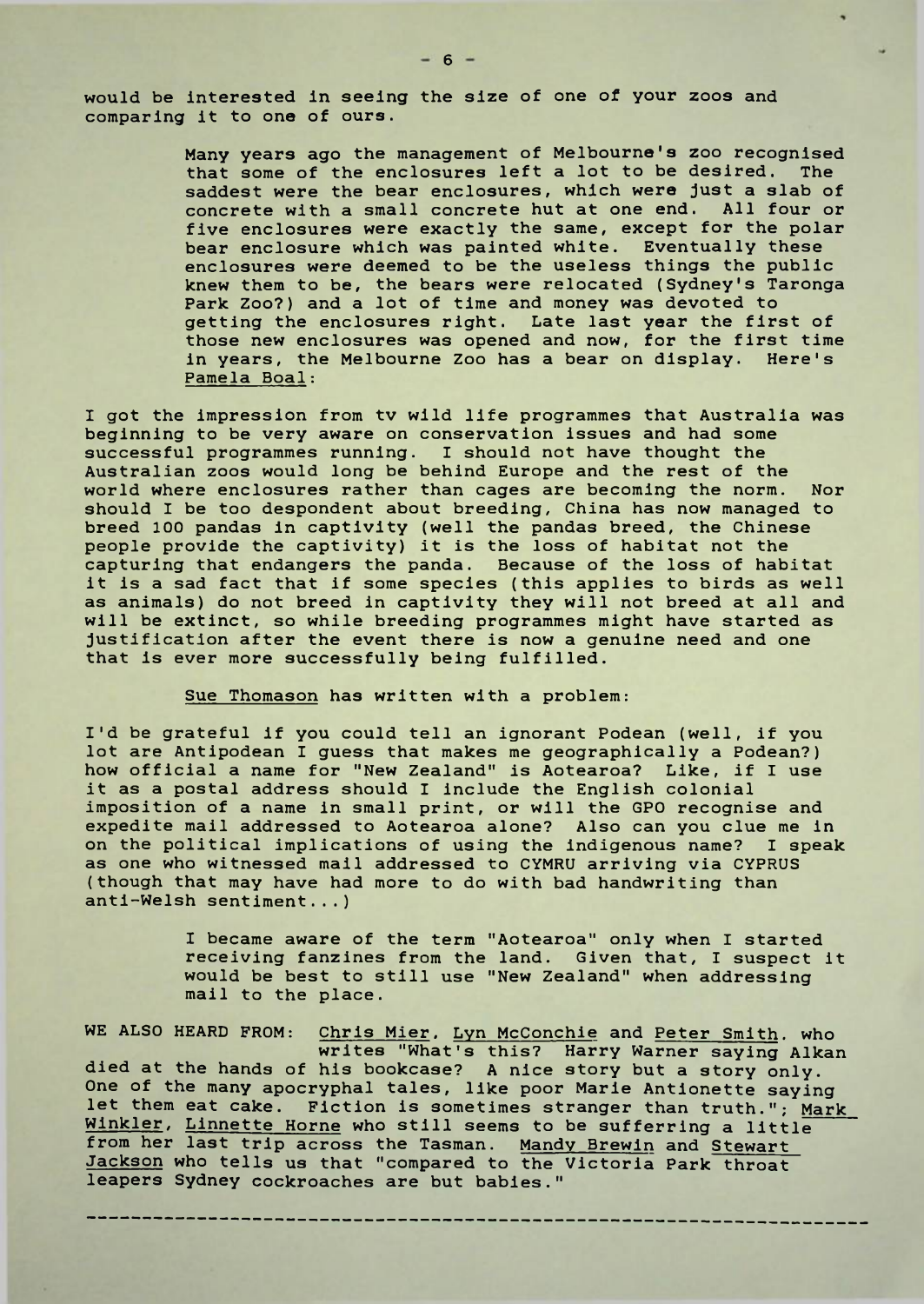would be interested in seeing the size of one of your zoos and comparing it to one of ours.

> Many years ago the management of Melbourne's zoo recognised that some of the enclosures left a lot to be desired. The saddest were the bear enclosures, which were just a slab of concrete with a small concrete hut at one end. All four or five enclosures were exactly the same, except for the polar bear enclosure which was painted white. Eventually these enclosures were deemed to be the useless things the public knew them to be, the bears were relocated (Sydney's Taronga Park Zoo?) and a lot of time and money was devoted to getting the enclosures right. Late last year the first of those new enclosures was opened and now, for the first time in years, the Melbourne Zoo has a bear on display. Here's Pamela Boal:

I got the impression from tv wild life programmes that Australia was beginning to be very aware on conservation issues and had some successful programmes running. I should not have thought the Australian zoos would long be behind Europe and the rest of the world where enclosures rather than cages are becoming the norm. Nor should I be too despondent about breeding, China has now managed to breed 100 pandas in captivity (well the pandas breed, the Chinese people provide the captivity) it is the loss of habitat not the capturing that endangers the panda. Because of the loss of habitat it is a sad fact that if some species (this applies to birds as well as animals) do not breed in captivity they will not breed at all and will be extinct, so while breeding programmes might have started as justification after the event there is now a genuine need and one that is ever more successfully being fulfilled.

> Sue Thomason has written with a problem:

I'd be grateful if you could tell an ignorant Podean (well, if you lot are Antipodean I guess that makes me geographically a Podean?) how official a name for "New Zealand" is Aotearoa? Like, if I use it as a postal address should I include the English colonial imposition of a name in small print, or will the GPO recognise and expedite mail addressed to Aotearoa alone? Also can you clue me in on the political implications of using the indigenous name? I speak as one who witnessed mail addressed to CYMRU arriving via CYPRUS (though that may have had more to do with bad handwriting than anti-Welsh sentiment...)

> I became aware of the term "Aotearoa" only when I started receiving fanzines from the land. Given that, I suspect it would be best to still use "New Zealand" when addressing mail to the place.

WE ALSO HEARD FROM: Chris Mier, Lyn McConchie and Peter Smith, who writes "What's this? Harry Warner saying Alkan died at the hands of his bookcase? A nice story but a story only. One of the many apocryphal tales, like poor Marie Antionette saying let them eat cake. Fiction is sometimes stranger than truth."; Mark Winkler, Linnette Horne who still seems to be sufferring a little from her last trip across the Tasman. Mandy Brewin and Stewart Jackson who tells us that "compared to the Victoria Park throat leapers Sydney cockroaches are but babies."

---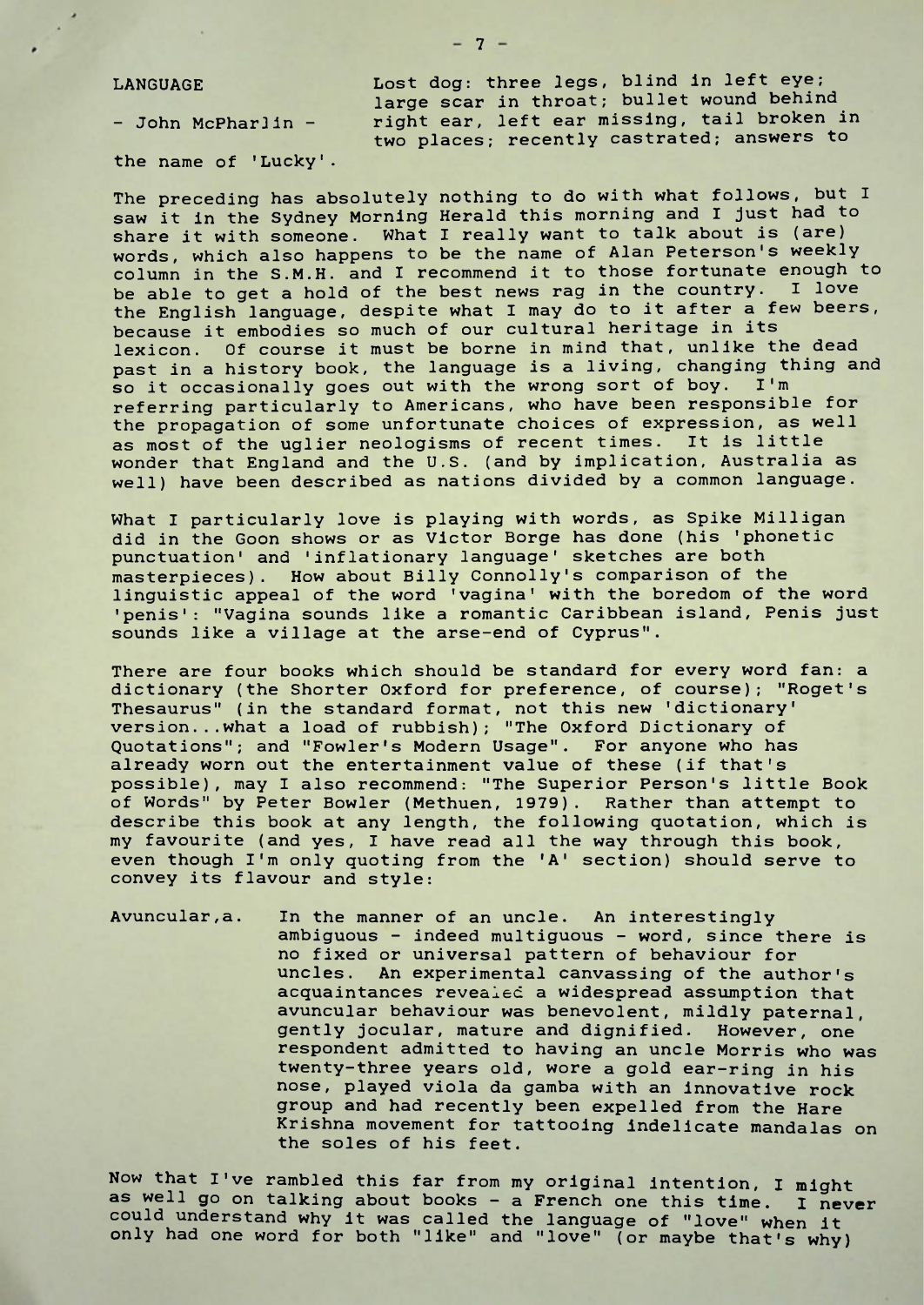## LANGUAGE

\- John McPharlin -

Lost dog: three legs, blind in left eye; large scar in throat; bullet wound behind right ear, left ear missing, tail broken in two places; recently castrated; answers to the name of 'Lucky'.

The preceding has absolutely nothing to do with what follows, but I saw it in the Sydney Morning Herald this morning and I just had to share it with someone. What I really want to talk about is (are) words, which also happens to be the name of Alan Peterson's weekly column in the S.M.H. and I recommend it to those fortunate enough to be able to get a hold of the best news rag in the country. I love the English language, despite what I may do to it after a few beers, because it embodies so much of our cultural heritage in its lexicon. Of course it must be borne in mind that, unlike the dead past in a history book, the language is a living, changing thing and so it occasionally goes out with the wrong sort of boy. I'm referring particularly to Americans, who have been responsible for the propagation of some unfortunate choices of expression, as well as most of the uglier neologisms of recent times. It is little wonder that England and the U.S. (and by implication, Australia as well) have been described as nations divided by a common language.

What I particularly love is playing with words, as Spike Milligan did in the Goon shows or as Victor Borge has done (his 'phonetic punctuation' and 'inflationary language' sketches are both masterpieces). How about Billy Connolly's comparison of the linguistic appeal of the word 'vagina' with the boredom of the word 'penis': "Vagina sounds like a romantic Caribbean island, Penis just sounds like a village at the arse-end of Cyprus".

There are four books which should be standard for every word fan: a dictionary (the Shorter Oxford for preference, of course); "Roget's Thesaurus" (in the standard format, not this new 'dictionary' version...what a load of rubbish); "The Oxford Dictionary of Quotations"; and "Fowler's Modern Usage". For anyone who has already worn out the entertainment value of these (if that's possible), may I also recommend: "The Superior Person's little Book of Words" by Peter Bowler (Methuen, 1979). Rather than attempt to describe this book at any length, the following quotation, which is my favourite (and yes, I have read all the way through this book, even though I'm only quoting from the 'A' section) should serve to convey its flavour and style:

> Avuncular,a. In the manner of an uncle. An interestingly ambiguous - indeed multiguous - word, since there is no fixed or universal pattern of behaviour for uncles. An experimental canvassing of the author's acquaintances revealed a widespread assumption that avuncular behaviour was benevolent, mildly paternal, gently jocular, mature and dignified. However, one respondent admitted to having an uncle Morris who was twenty-three years old, wore a gold ear-ring in his nose, played viola da gamba with an innovative rock group and had recently been expelled from the Hare Krishna movement for tattooing indelicate mandalas on the soles of his feet.

Now that I've rambled this far from my original intention, I might as well go on talking about books - a French one this time. I never could understand why it was called the language of "love" when it only had one word for both "like" and "love" (or maybe that's why)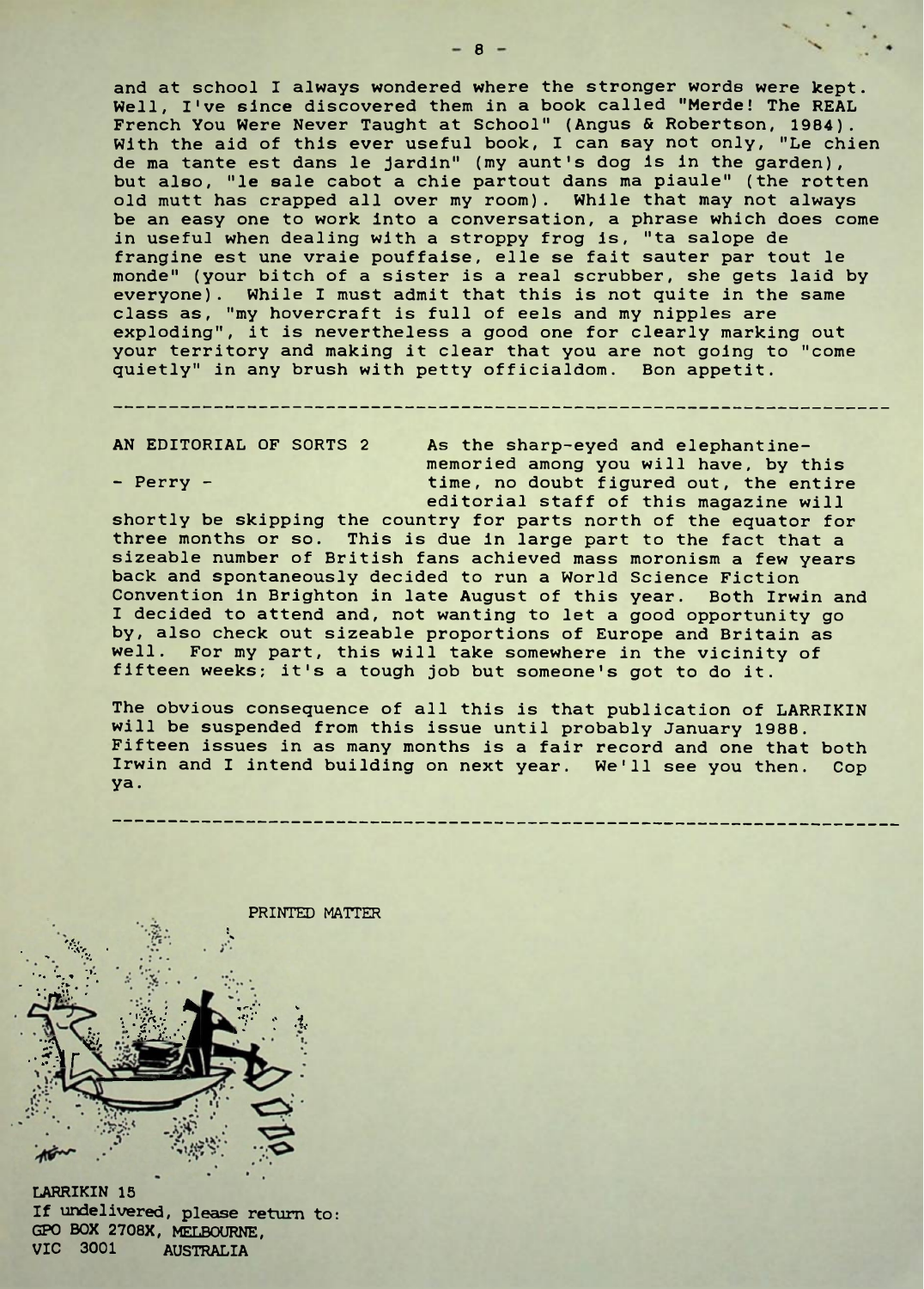and at school I always wondered where the stronger words were kept. Well, I've since discovered them in a book called "Merde! The REAL French You Were Never Taught at School" (Angus & Robertson, 1984). With the aid of this ever useful book, I can say not only, "Le chien de ma tante est dans le jardin" (my aunt's dog is in the garden), but also, "le sale cabot a chie partout dans ma piaule" (the rotten old mutt has crapped all over my room). While that may not always be an easy one to work into a conversation, a phrase which does come in useful when dealing with a stroppy frog is, "ta salope de frangine est une vraie pouffaise, elle se fait sauter par tout le monde" (your bitch of a sister is a real scrubber, she gets laid by everyone). While I must admit that this is not quite in the same class as, "my hovercraft is full of eels and my nipples are exploding", it is nevertheless a good one for clearly marking out your territory and making it clear that you are not going to "come quietly" in any brush with petty officialdom. Bon appetit.

---

AN EDITORIAL OF SORTS 2

- Perry -

As the sharp-eyed and elephantine-memoried among you will have, by this time, no doubt figured out, the entire editorial staff of this magazine will shortly be skipping the country for parts north of the equator for three months or so. This is due in large part to the fact that a sizeable number of British fans achieved mass moronism a few years back and spontaneously decided to run a World Science Fiction Convention in Brighton in late August of this year. Both Irwin and I decided to attend and, not wanting to let a good opportunity go by, also check out sizeable proportions of Europe and Britain as well. For my part, this will take somewhere in the vicinity of fifteen weeks; it's a tough job but someone's got to do it.

The obvious consequence of all this is that publication of LARRIKIN will be suspended from this issue until probably January 1988. Fifteen issues in as many months is a fair record and one that both Irwin and I intend building on next year. We'll see you then. Cop ya.

---

PRINTED MATTER

LARRIKIN 15
If undelivered, please return to:
GPO BOX 2708X, MELBOURNE,
VIC 3001 AUSTRALIA